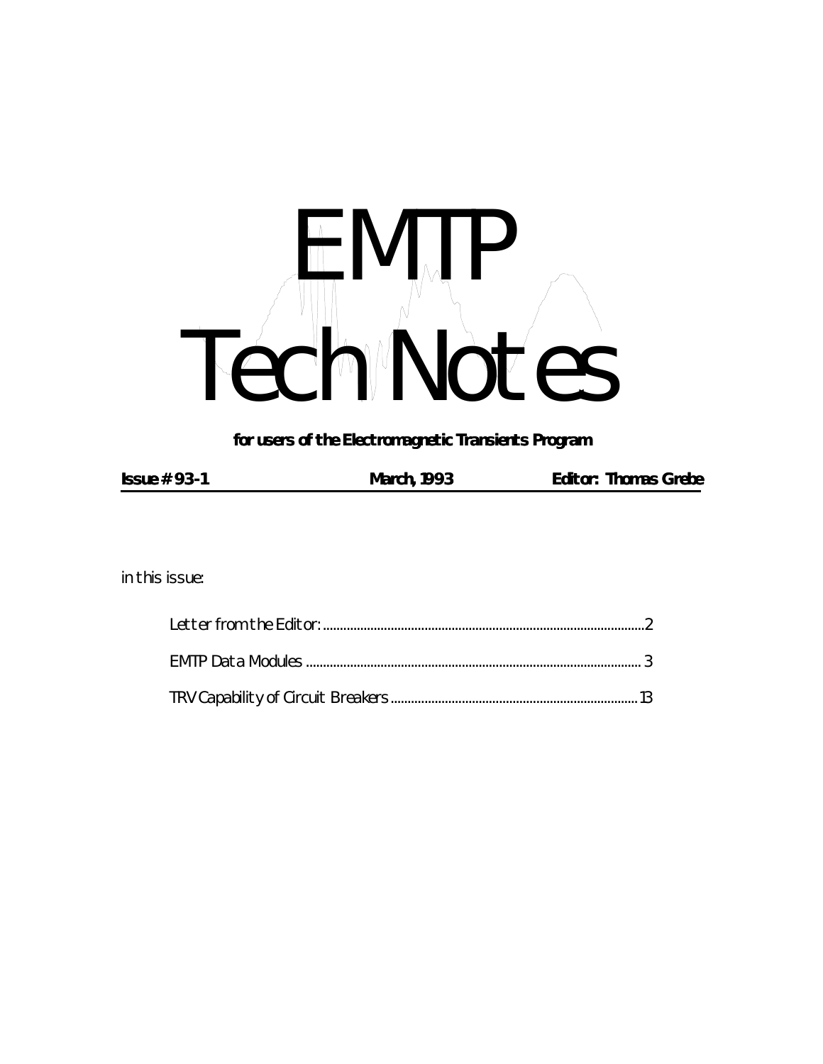# EMTP Tech Notes

**for users of the Electromagnetic Transients Program**

| **Issue # 93-1** | **March, 1993** | **Editor: Thomas Grebe** |
|---|---|---|

in this issue:

- Letter from the Editor: .......... 2
- EMTP Data Modules .......... 3
- TRV Capability of Circuit Breakers .......... 13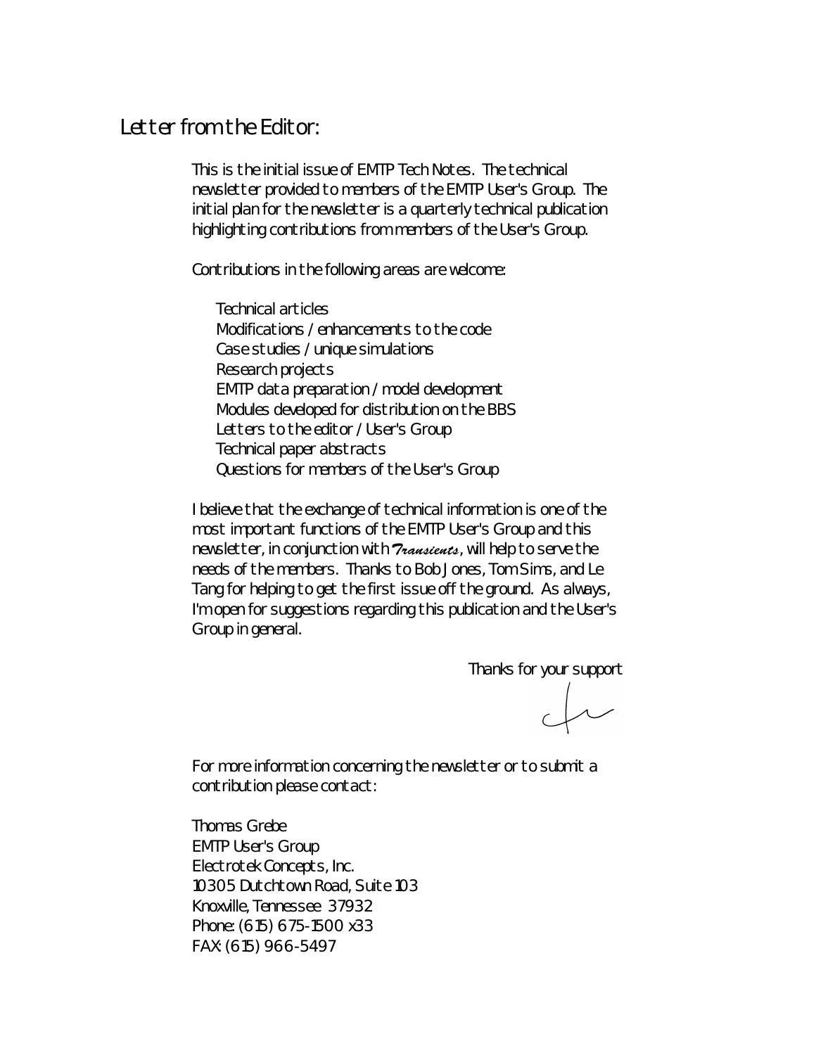# Letter from the Editor:

This is the initial issue of EMTP Tech Notes. The technical newsletter provided to members of the EMTP User's Group. The initial plan for the newsletter is a quarterly technical publication highlighting contributions from members of the User's Group.

Contributions in the following areas are welcome:

- Technical articles
- Modifications / enhancements to the code
- Case studies / unique simulations
- Research projects
- EMTP data preparation / model development
- Modules developed for distribution on the BBS
- Letters to the editor / User's Group
- Technical paper abstracts
- Questions for members of the User's Group

I believe that the exchange of technical information is one of the most important functions of the EMTP User's Group and this newsletter, in conjunction with *Transients*, will help to serve the needs of the members. Thanks to Bob Jones, Tom Sims, and Le Tang for helping to get the first issue off the ground. As always, I'm open for suggestions regarding this publication and the User's Group in general.

Thanks for your support

For more information concerning the newsletter or to submit a contribution please contact:

Thomas Grebe
EMTP User's Group
Electrotek Concepts, Inc.
10305 Dutchtown Road, Suite 103
Knoxville, Tennessee 37932
Phone: (615) 675-1500 x33
FAX: (615) 966-5497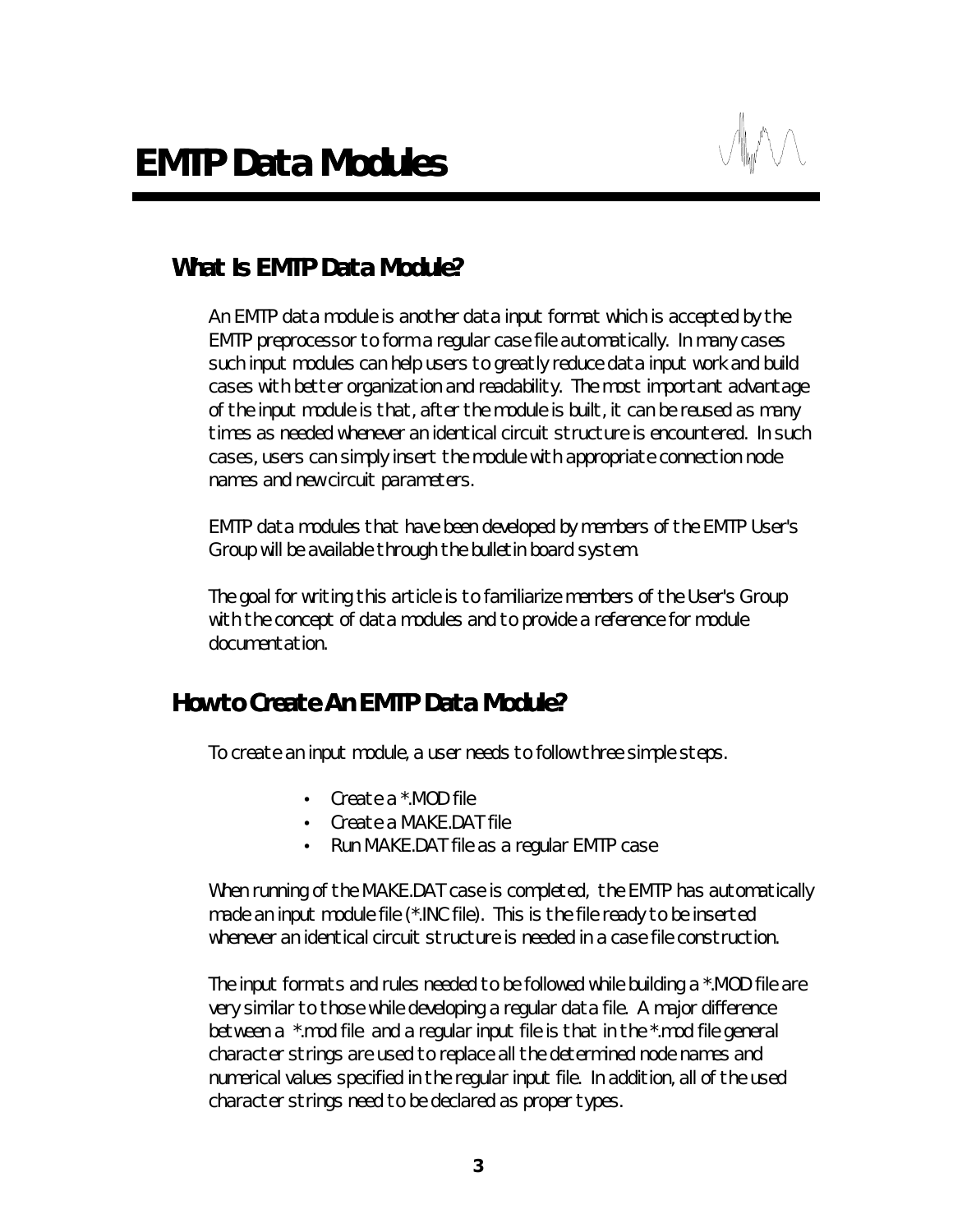# EMTP Data Modules

## What Is EMTP Data Module?

An EMTP data module is another data input format which is accepted by the EMTP preprocessor to form a regular case file automatically. In many cases such input modules can help users to greatly reduce data input work and build cases with better organization and readability. The most important advantage of the input module is that, after the module is built, it can be reused as many times as needed whenever an identical circuit structure is encountered. In such cases, users can simply insert the module with appropriate connection node names and new circuit parameters.

EMTP data modules that have been developed by members of the EMTP User's Group will be available through the bulletin board system.

The goal for writing this article is to familiarize members of the User's Group with the concept of data modules and to provide a reference for module documentation.

## How to Create An EMTP Data Module?

To create an input module, a user needs to follow three simple steps.

- Create a *.MOD file
- Create a MAKE.DAT file
- Run MAKE.DAT file as a regular EMTP case

When running of the MAKE.DAT case is completed, the EMTP has automatically made an input module file (*.INC file). This is the file ready to be inserted whenever an identical circuit structure is needed in a case file construction.

The input formats and rules needed to be followed while building a *.MOD file are very similar to those while developing a regular data file. A major difference between a *.mod file and a regular input file is that in the *.mod file general character strings are used to replace all the determined node names and numerical values specified in the regular input file. In addition, all of the used character strings need to be declared as proper types.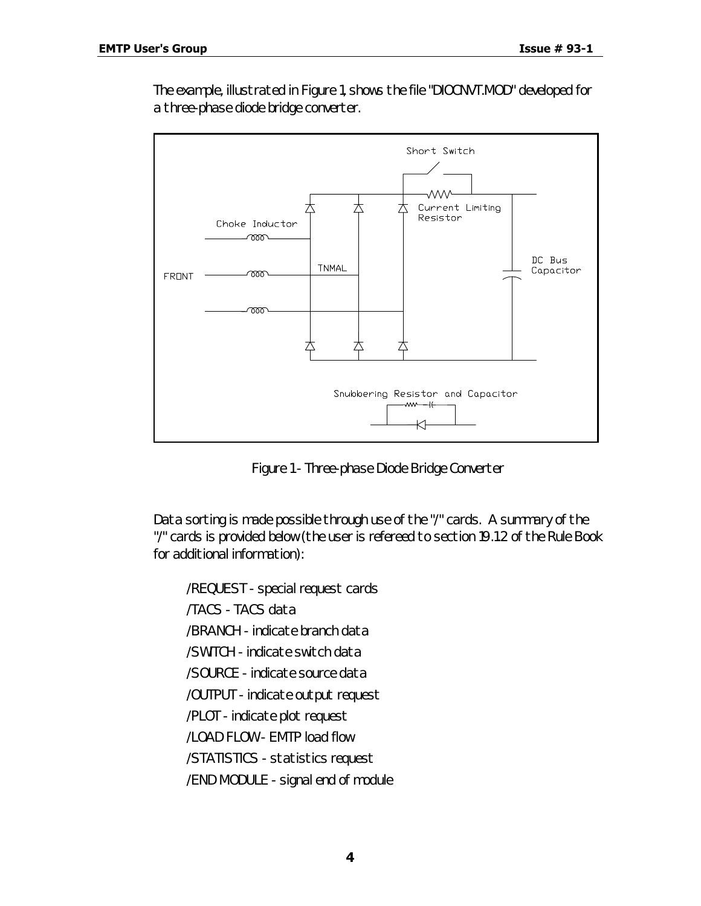The example, illustrated in Figure 1, shows the file "DIOCNVT.MOD" developed for a three-phase diode bridge converter.

Figure 1 - Three-phase Diode Bridge Converter

Data sorting is made possible through use of the "/" cards. A summary of the "/" cards is provided below (the user is refereed to section 19.12 of the Rule Book for additional information):

/REQUEST - special request cards

/TACS - TACS data

/BRANCH - indicate branch data

/SWITCH - indicate switch data

/SOURCE - indicate source data

/OUTPUT - indicate output request

/PLOT - indicate plot request

/LOAD FLOW - EMTP load flow

/STATISTICS - statistics request

/END MODULE - signal end of module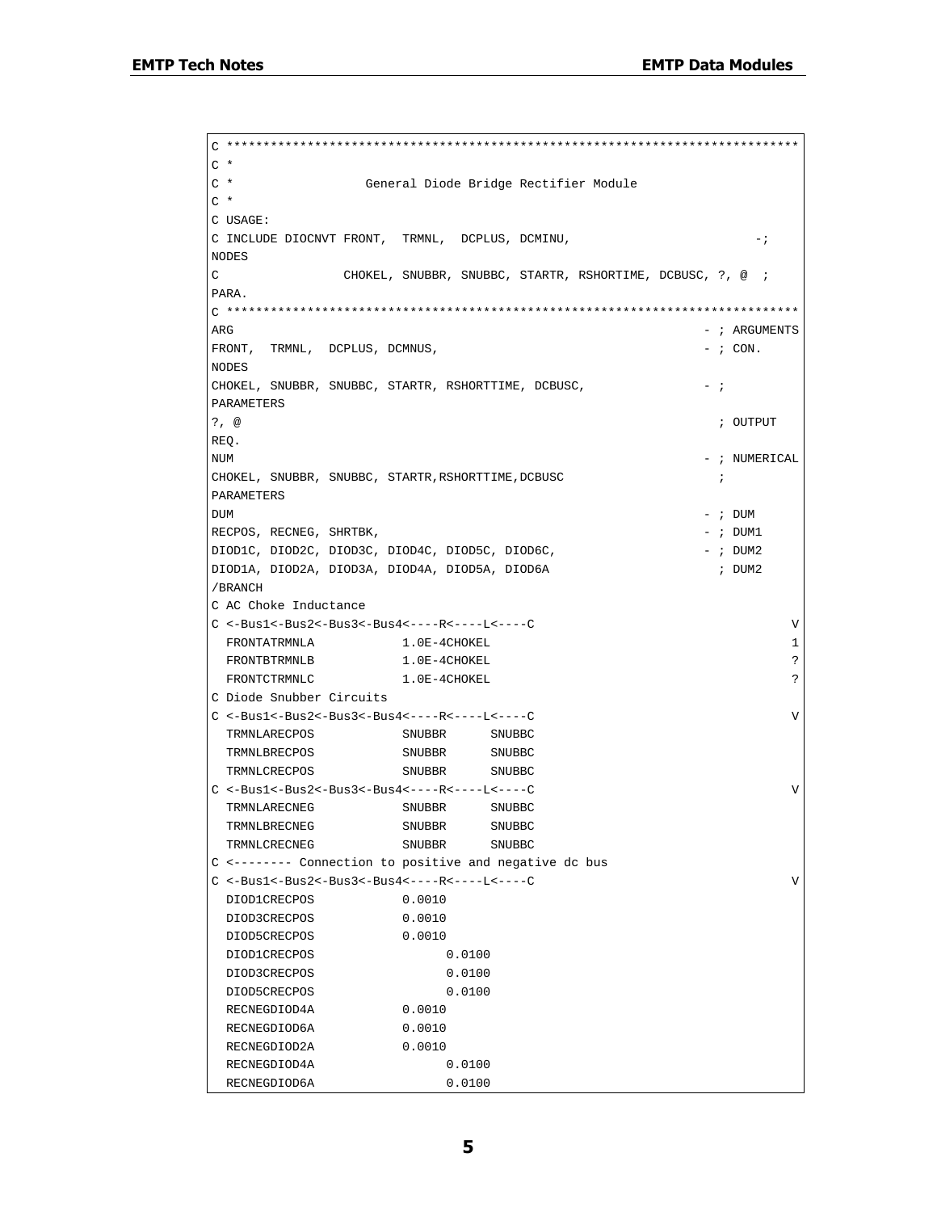```
C ****************************************************************************
C *
C *                 General Diode Bridge Rectifier Module
C *
C USAGE:
C INCLUDE DIOCNVT FRONT,  TRMNL,  DCPLUS, DCMINU,                           -;
NODES
C                 CHOKEL, SNUBBR, SNUBBC, STARTR, RSHORTIME, DCBUSC, ?, @  ;
PARA.
C ****************************************************************************
ARG                                                               - ; ARGUMENTS
FRONT,  TRMNL,  DCPLUS, DCMNUS,                                   - ; CON.
NODES
CHOKEL, SNUBBR, SNUBBC, STARTR, RSHORTTIME, DCBUSC,               - ;
PARAMETERS
?, @                                                                ; OUTPUT
REQ.
NUM                                                               - ; NUMERICAL
CHOKEL, SNUBBR, SNUBBC, STARTR,RSHORTTIME,DCBUSC                    ;
PARAMETERS
DUM                                                               - ; DUM
RECPOS, RECNEG, SHRTBK,                                           - ; DUM1
DIOD1C, DIOD2C, DIOD3C, DIOD4C, DIOD5C, DIOD6C,                   - ; DUM2
DIOD1A, DIOD2A, DIOD3A, DIOD4A, DIOD5A, DIOD6A                      ; DUM2
/BRANCH
C AC Choke Inductance
C <-Bus1<-Bus2<-Bus3<-Bus4<----R<----L<----C                                  V
  FRONTATRMNLA            1.0E-4CHOKEL                                        1
  FRONTBTRMNLB            1.0E-4CHOKEL                                        ?
  FRONTCTRMNLC            1.0E-4CHOKEL                                        ?
C Diode Snubber Circuits
C <-Bus1<-Bus2<-Bus3<-Bus4<----R<----L<----C                                  V
  TRMNLARECPOS            SNUBBR      SNUBBC
  TRMNLBRECPOS            SNUBBR      SNUBBC
  TRMNLCRECPOS            SNUBBR      SNUBBC
C <-Bus1<-Bus2<-Bus3<-Bus4<----R<----L<----C                                  V
  TRMNLARECNEG            SNUBBR      SNUBBC
  TRMNLBRECNEG            SNUBBR      SNUBBC
  TRMNLCRECNEG            SNUBBR      SNUBBC
C <-------- Connection to positive and negative dc bus
C <-Bus1<-Bus2<-Bus3<-Bus4<----R<----L<----C                                  V
  DIOD1CRECPOS            0.0010
  DIOD3CRECPOS            0.0010
  DIOD5CRECPOS            0.0010
  DIOD1CRECPOS                  0.0100
  DIOD3CRECPOS                  0.0100
  DIOD5CRECPOS                  0.0100
  RECNEGDIOD4A            0.0010
  RECNEGDIOD6A            0.0010
  RECNEGDIOD2A            0.0010
  RECNEGDIOD4A                  0.0100
  RECNEGDIOD6A                  0.0100
```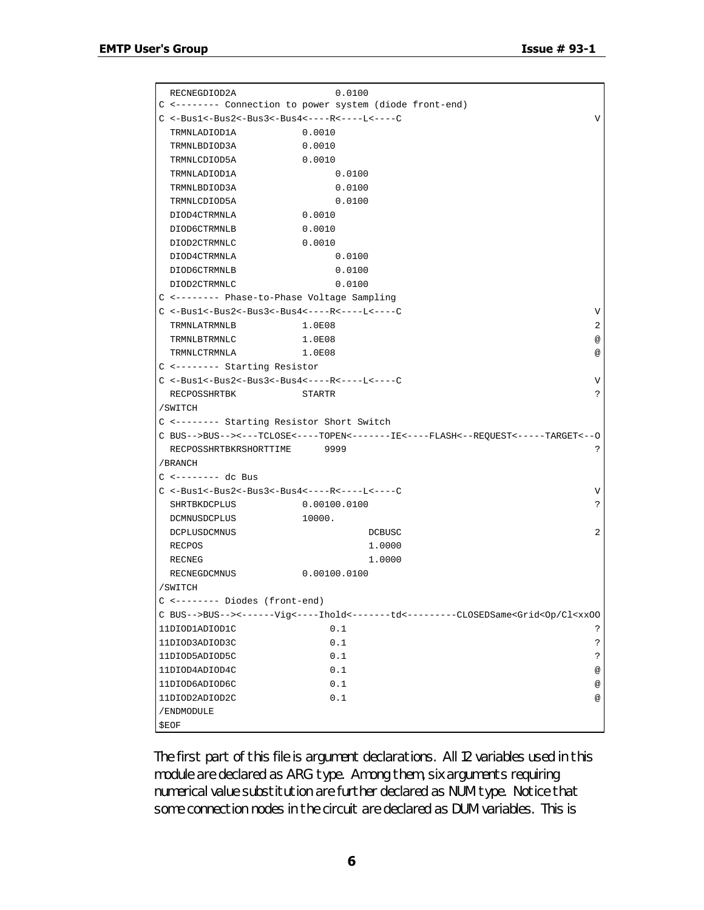```
  RECNEGDIOD2A                  0.0100
C <-------- Connection to power system (diode front-end)
C <-Bus1<-Bus2<-Bus3<-Bus4<----R<----L<----C                                  V
  TRMNLADIOD1A            0.0010
  TRMNLBDIOD3A            0.0010
  TRMNLCDIOD5A            0.0010
  TRMNLADIOD1A                  0.0100
  TRMNLBDIOD3A                  0.0100
  TRMNLCDIOD5A                  0.0100
  DIOD4CTRMNLA            0.0010
  DIOD6CTRMNLB            0.0010
  DIOD2CTRMNLC            0.0010
  DIOD4CTRMNLA                  0.0100
  DIOD6CTRMNLB                  0.0100
  DIOD2CTRMNLC                  0.0100
C <-------- Phase-to-Phase Voltage Sampling
C <-Bus1<-Bus2<-Bus3<-Bus4<----R<----L<----C                                  V
  TRMNLATRMNLB            1.0E08                                              2
  TRMNLBTRMNLC            1.0E08                                              @
  TRMNLCTRMNLA            1.0E08                                              @
C <-------- Starting Resistor
C <-Bus1<-Bus2<-Bus3<-Bus4<----R<----L<----C                                  V
  RECPOSSHRTBK            STARTR                                              ?
/SWITCH
C <-------- Starting Resistor Short Switch
C BUS-->BUS--><---TCLOSE<----TOPEN<-------IE<----FLASH<--REQUEST<-----TARGET<--O
  RECPOSSHRTBKRSHORTTIME      9999                                            ?
/BRANCH
C <-------- dc Bus
C <-Bus1<-Bus2<-Bus3<-Bus4<----R<----L<----C                                  V
  SHRTBKDCPLUS            0.00100.0100                                        ?
  DCMNUSDCPLUS            10000.
  DCPLUSDCMNUS                        DCBUSC                                  2
  RECPOS                              1.0000
  RECNEG                              1.0000
  RECNEGDCMNUS            0.00100.0100
/SWITCH
C <-------- Diodes (front-end)
C BUS-->BUS--><------Vig<----Ihold<-------td<---------CLOSEDSame<Grid<Op/Cl<xxOO
11DIOD1ADIOD1C                0.1                                             ?
11DIOD3ADIOD3C                0.1                                             ?
11DIOD5ADIOD5C                0.1                                             ?
11DIOD4ADIOD4C                0.1                                             @
11DIOD6ADIOD6C                0.1                                             @
11DIOD2ADIOD2C                0.1                                             @
/ENDMODULE
$EOF
```

The first part of this file is argument declarations. All 12 variables used in this module are declared as ARG type. Among them, six arguments requiring numerical value substitution are further declared as NUM type. Notice that some connection nodes in the circuit are declared as DUM variables. This is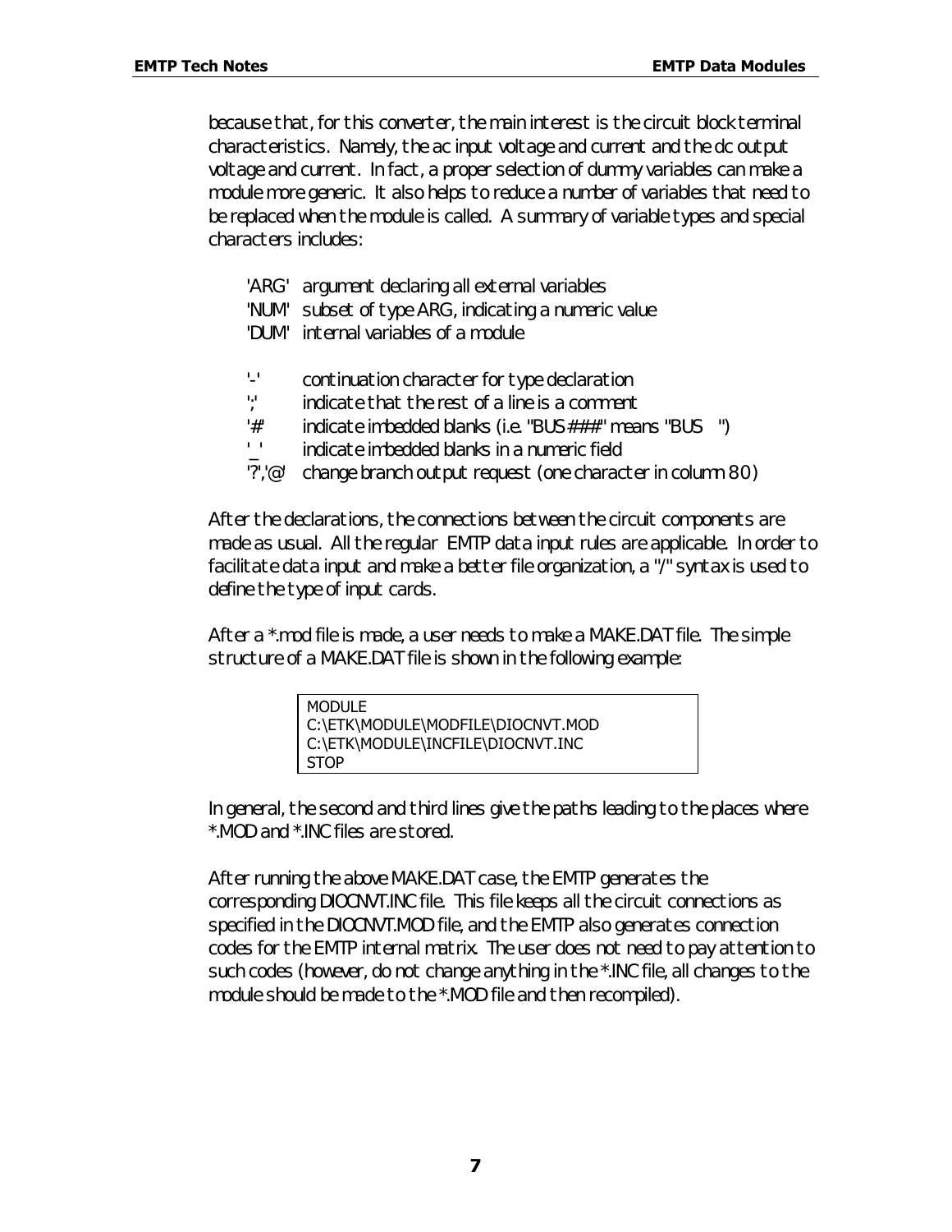because that, for this converter, the main interest is the circuit block terminal characteristics. Namely, the ac input voltage and current and the dc output voltage and current. In fact, a proper selection of dummy variables can make a module more generic. It also helps to reduce a number of variables that need to be replaced when the module is called. A summary of variable types and special characters includes:

'ARG' argument declaring all external variables
'NUM' subset of type ARG, indicating a numeric value
'DUM' internal variables of a module

'-' continuation character for type declaration
';' indicate that the rest of a line is a comment
'#' indicate imbedded blanks (i.e. "BUS###" means "BUS   ")
'_' indicate imbedded blanks in a numeric field
'?','@' change branch output request (one character in column 80)

After the declarations, the connections between the circuit components are made as usual. All the regular EMTP data input rules are applicable. In order to facilitate data input and make a better file organization, a "/" syntax is used to define the type of input cards.

After a *.mod file is made, a user needs to make a MAKE.DAT file. The simple structure of a MAKE.DAT file is shown in the following example:

```
MODULE
C:\ETK\MODULE\MODFILE\DIOCNVT.MOD
C:\ETK\MODULE\INCFILE\DIOCNVT.INC
STOP
```

In general, the second and third lines give the paths leading to the places where *.MOD and *.INC files are stored.

After running the above MAKE.DAT case, the EMTP generates the corresponding DIOCNVT.INC file. This file keeps all the circuit connections as specified in the DIOCNVT.MOD file, and the EMTP also generates connection codes for the EMTP internal matrix. The user does not need to pay attention to such codes (however, do not change anything in the *.INC file, all changes to the module should be made to the *.MOD file and then recompiled).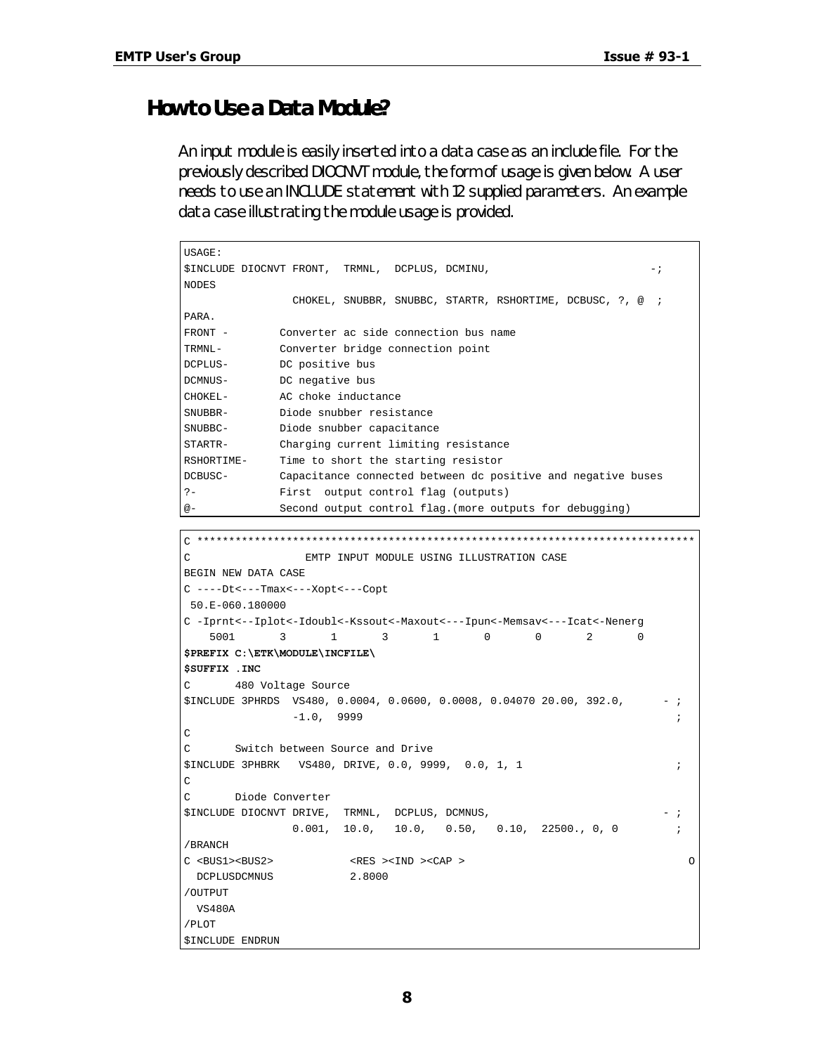## How to Use a Data Module?

An input module is easily inserted into a data case as an include file. For the previously described DIOCNVT module, the form of usage is given below. A user needs to use an INCLUDE statement with 12 supplied parameters. An example data case illustrating the module usage is provided.

```
USAGE:
$INCLUDE DIOCNVT FRONT,  TRMNL,  DCPLUS, DCMINU,                         -;
NODES
                 CHOKEL, SNUBBR, SNUBBC, STARTR, RSHORTIME, DCBUSC, ?, @  ;
PARA.
FRONT -        Converter ac side connection bus name
TRMNL-         Converter bridge connection point
DCPLUS-        DC positive bus
DCMNUS-        DC negative bus
CHOKEL-        AC choke inductance
SNUBBR-        Diode snubber resistance
SNUBBC-        Diode snubber capacitance
STARTR-        Charging current limiting resistance
RSHORTIME-     Time to short the starting resistor
DCBUSC-        Capacitance connected between dc positive and negative buses
?-             First  output control flag (outputs)
@-             Second output control flag.(more outputs for debugging)
```

```
C ******************************************************************************
C                  EMTP INPUT MODULE USING ILLUSTRATION CASE
BEGIN NEW DATA CASE
C ----Dt<---Tmax<---Xopt<---Copt
 50.E-060.180000
C -Iprnt<--Iplot<-Idoubl<-Kssout<-Maxout<---Ipun<-Memsav<---Icat<-Nenerg
    5001       3       1       3       1       0       0       2       0
$PREFIX C:\ETK\MODULE\INCFILE\
$SUFFIX .INC
C       480 Voltage Source
$INCLUDE 3PHRDS  VS480, 0.0004, 0.0600, 0.0008, 0.04070 20.00, 392.0,      - ;
                 -1.0,  9999                                                 ;
C
C       Switch between Source and Drive
$INCLUDE 3PHBRK   VS480, DRIVE, 0.0, 9999,  0.0, 1, 1                        ;
C
C       Diode Converter
$INCLUDE DIOCNVT DRIVE,  TRMNL,  DCPLUS, DCMNUS,                           - ;
                 0.001,  10.0,   10.0,   0.50,   0.10,  22500., 0, 0         ;
/BRANCH
C <BUS1><BUS2>            <RES ><IND ><CAP >                                  O
  DCPLUSDCMNUS            2.8000
/OUTPUT
  VS480A
/PLOT
$INCLUDE ENDRUN
```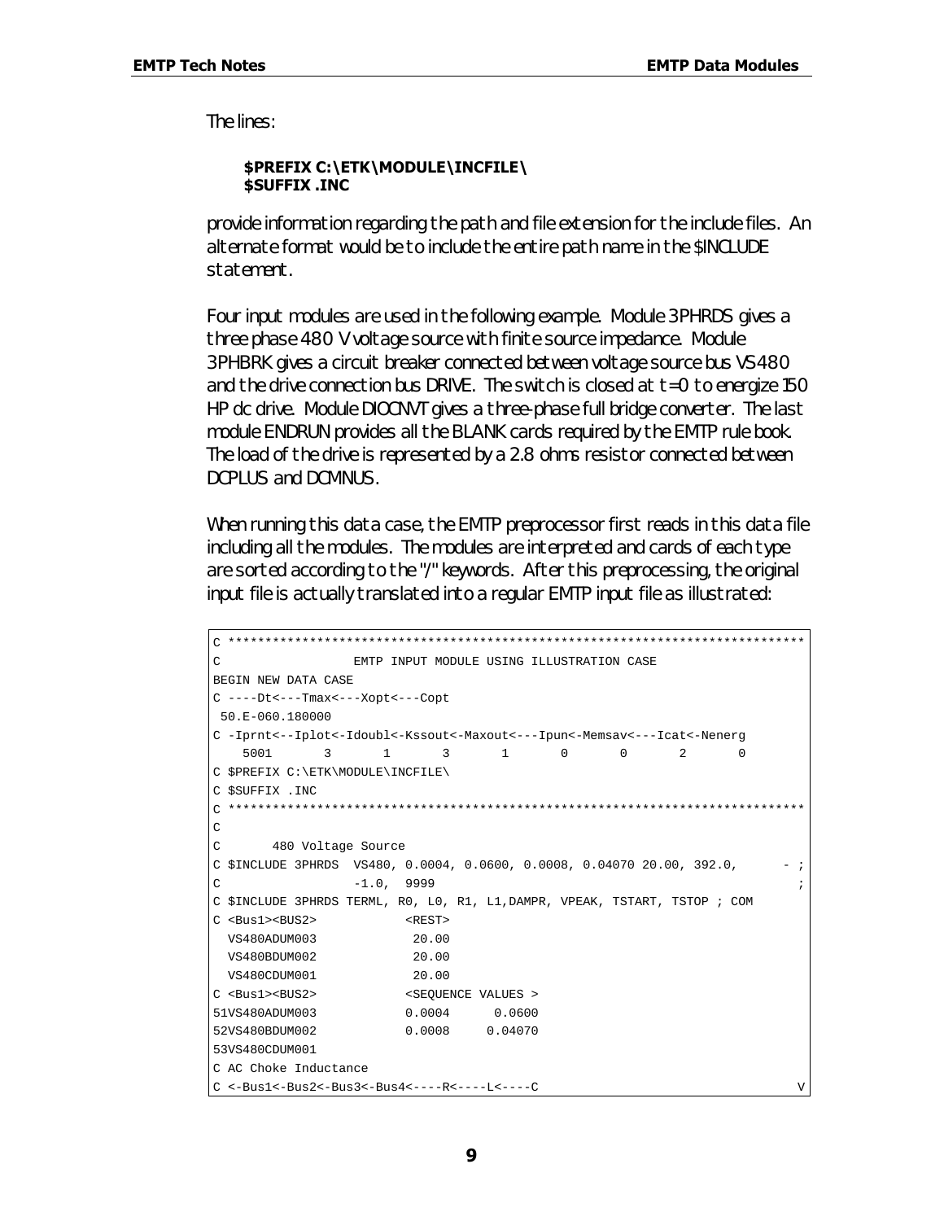The lines:

**$PREFIX C:\ETK\MODULE\INCFILE\**
**$SUFFIX .INC**

provide information regarding the path and file extension for the include files. An alternate format would be to include the entire path name in the $INCLUDE statement.

Four input modules are used in the following example. Module 3PHRDS gives a three phase 480 V voltage source with finite source impedance. Module 3PHBRK gives a circuit breaker connected between voltage source bus VS480 and the drive connection bus DRIVE. The switch is closed at t=0 to energize 150 HP dc drive. Module DIOCNVT gives a three-phase full bridge converter. The last module ENDRUN provides all the BLANK cards required by the EMTP rule book. The load of the drive is represented by a 2.8 ohms resistor connected between DCPLUS and DCMNUS.

When running this data case, the EMTP preprocessor first reads in this data file including all the modules. The modules are interpreted and cards of each type are sorted according to the "/" keywords. After this preprocessing, the original input file is actually translated into a regular EMTP input file as illustrated:

```
C ******************************************************************************
C                   EMTP INPUT MODULE USING ILLUSTRATION CASE
BEGIN NEW DATA CASE
C ----Dt<---Tmax<---Xopt<---Copt
 50.E-060.180000
C -Iprnt<--Iplot<-Idoubl<-Kssout<-Maxout<---Ipun<-Memsav<---Icat<-Nenerg
    5001       3       1       3       1       0       0       2       0
C $PREFIX C:\ETK\MODULE\INCFILE\
C $SUFFIX .INC
C ******************************************************************************
C
C       480 Voltage Source
C $INCLUDE 3PHRDS  VS480, 0.0004, 0.0600, 0.0008, 0.04070 20.00, 392.0,      - ;
C                  -1.0,  9999                                                ;
C $INCLUDE 3PHRDS TERML, R0, L0, R1, L1,DAMPR, VPEAK, TSTART, TSTOP ; COM
C <Bus1><BUS2>            <REST>
  VS480ADUM003             20.00
  VS480BDUM002             20.00
  VS480CDUM001             20.00
C <Bus1><BUS2>            <SEQUENCE VALUES >
51VS480ADUM003            0.0004      0.0600
52VS480BDUM002            0.0008     0.04070
53VS480CDUM001
C AC Choke Inductance
C <-Bus1<-Bus2<-Bus3<-Bus4<----R<----L<----C                                  V
```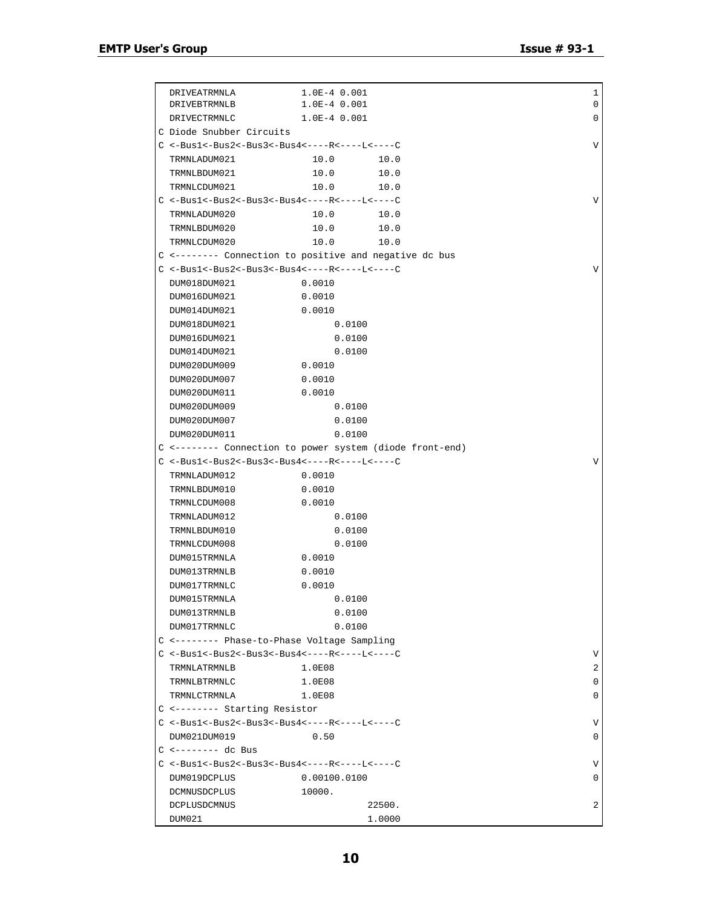```
  DRIVEATRMNLA            1.0E-4 0.001                                                       1
  DRIVEBTRMNLB            1.0E-4 0.001                                                       0
  DRIVECTRMNLC            1.0E-4 0.001                                                       0
C Diode Snubber Circuits
C <-Bus1<-Bus2<-Bus3<-Bus4<----R<----L<----C                                                 V
  TRMNLADUM021              10.0        10.0
  TRMNLBDUM021              10.0        10.0
  TRMNLCDUM021              10.0        10.0
C <-Bus1<-Bus2<-Bus3<-Bus4<----R<----L<----C                                                 V
  TRMNLADUM020              10.0        10.0
  TRMNLBDUM020              10.0        10.0
  TRMNLCDUM020              10.0        10.0
C <-------- Connection to positive and negative dc bus
C <-Bus1<-Bus2<-Bus3<-Bus4<----R<----L<----C                                                 V
  DUM018DUM021            0.0010
  DUM016DUM021            0.0010
  DUM014DUM021            0.0010
  DUM018DUM021                  0.0100
  DUM016DUM021                  0.0100
  DUM014DUM021                  0.0100
  DUM020DUM009            0.0010
  DUM020DUM007            0.0010
  DUM020DUM011            0.0010
  DUM020DUM009                  0.0100
  DUM020DUM007                  0.0100
  DUM020DUM011                  0.0100
C <-------- Connection to power system (diode front-end)
C <-Bus1<-Bus2<-Bus3<-Bus4<----R<----L<----C                                                 V
  TRMNLADUM012            0.0010
  TRMNLBDUM010            0.0010
  TRMNLCDUM008            0.0010
  TRMNLADUM012                  0.0100
  TRMNLBDUM010                  0.0100
  TRMNLCDUM008                  0.0100
  DUM015TRMNLA            0.0010
  DUM013TRMNLB            0.0010
  DUM017TRMNLC            0.0010
  DUM015TRMNLA                  0.0100
  DUM013TRMNLB                  0.0100
  DUM017TRMNLC                  0.0100
C <-------- Phase-to-Phase Voltage Sampling
C <-Bus1<-Bus2<-Bus3<-Bus4<----R<----L<----C                                                 V
  TRMNLATRMNLB            1.0E08                                                             2
  TRMNLBTRMNLC            1.0E08                                                             0
  TRMNLCTRMNLA            1.0E08                                                             0
C <-------- Starting Resistor
C <-Bus1<-Bus2<-Bus3<-Bus4<----R<----L<----C                                                 V
  DUM021DUM019              0.50                                                             0
C <-------- dc Bus
C <-Bus1<-Bus2<-Bus3<-Bus4<----R<----L<----C                                                 V
  DUM019DCPLUS            0.00100.0100                                                       0
  DCMNUSDCPLUS            10000.
  DCPLUSDCMNUS                        22500.                                                 2
  DUM021                              1.0000
```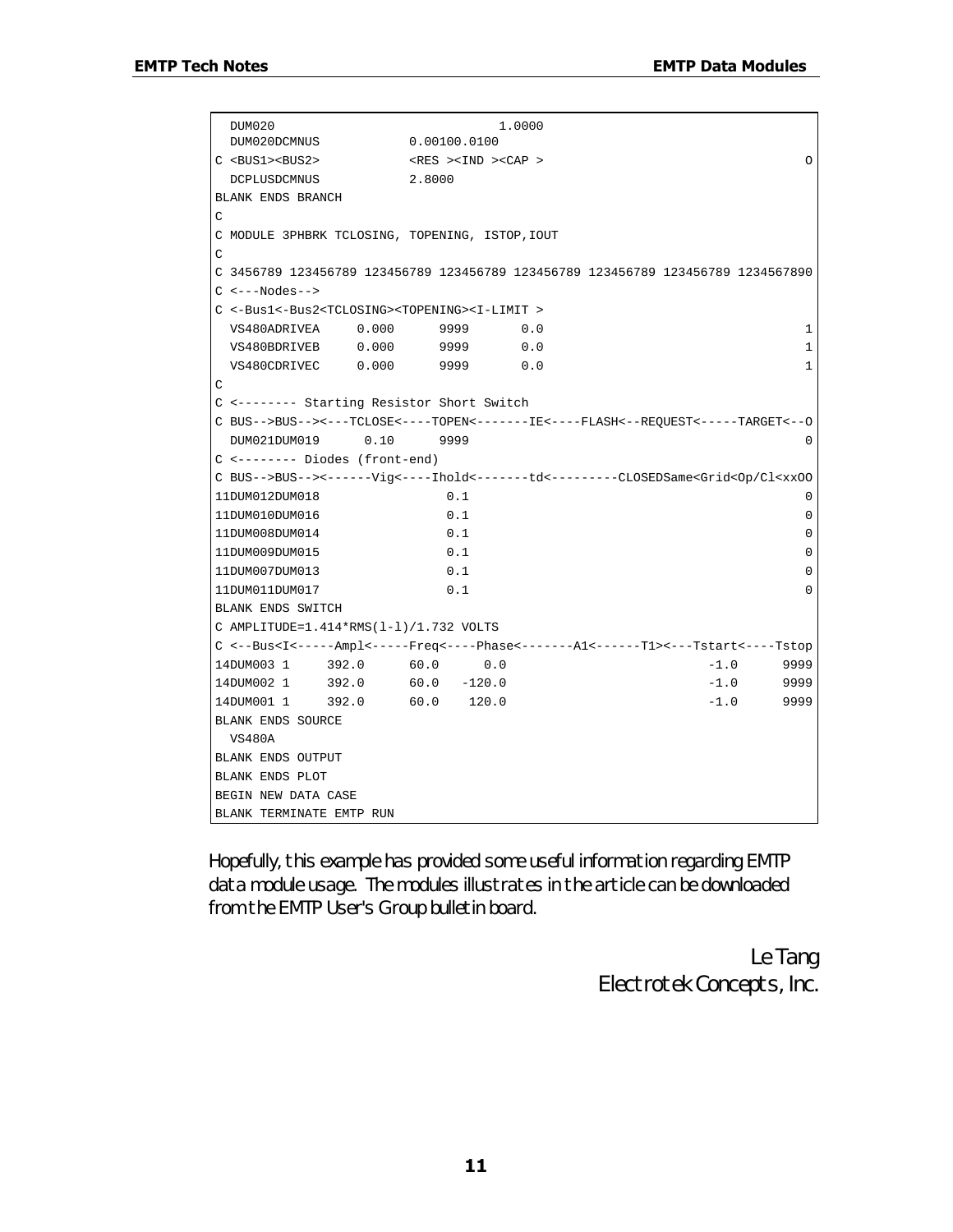```
  DUM020                              1.0000
  DUM020DCMNUS            0.00100.0100
C <BUS1><BUS2>            <RES ><IND ><CAP >                                   O
  DCPLUSDCMNUS            2.8000
BLANK ENDS BRANCH
C
C MODULE 3PHBRK TCLOSING, TOPENING, ISTOP,IOUT
C
C 3456789 123456789 123456789 123456789 123456789 123456789 123456789 1234567890
C <---Nodes-->
C <-Bus1<-Bus2<TCLOSING><TOPENING><I-LIMIT >
  VS480ADRIVEA     0.000      9999       0.0                                   1
  VS480BDRIVEB     0.000      9999       0.0                                   1
  VS480CDRIVEC     0.000      9999       0.0                                   1
C
C <-------- Starting Resistor Short Switch
C BUS-->BUS--><---TCLOSE<----TOPEN<-------IE<----FLASH<--REQUEST<-----TARGET<--O
  DUM021DUM019      0.10      9999                                             0
C <-------- Diodes (front-end)
C BUS-->BUS--><------Vig<----Ihold<-------td<---------CLOSEDSame<Grid<Op/Cl<xxOO
11DUM012DUM018              0.1                                                0
11DUM010DUM016              0.1                                                0
11DUM008DUM014              0.1                                                0
11DUM009DUM015              0.1                                                0
11DUM007DUM013              0.1                                                0
11DUM011DUM017              0.1                                                0
BLANK ENDS SWITCH
C AMPLITUDE=1.414*RMS(l-l)/1.732 VOLTS
C <--Bus<I<-----Ampl<-----Freq<----Phase<-------A1<------T1><---Tstart<----Tstop
14DUM003 1     392.0      60.0      0.0                           -1.0      9999
14DUM002 1     392.0      60.0   -120.0                           -1.0      9999
14DUM001 1     392.0      60.0    120.0                           -1.0      9999
BLANK ENDS SOURCE
  VS480A
BLANK ENDS OUTPUT
BLANK ENDS PLOT
BEGIN NEW DATA CASE
BLANK TERMINATE EMTP RUN
```

Hopefully, this example has provided some useful information regarding EMTP data module usage. The modules illustrates in the article can be downloaded from the EMTP User's Group bulletin board.

Le Tang
Electrotek Concepts, Inc.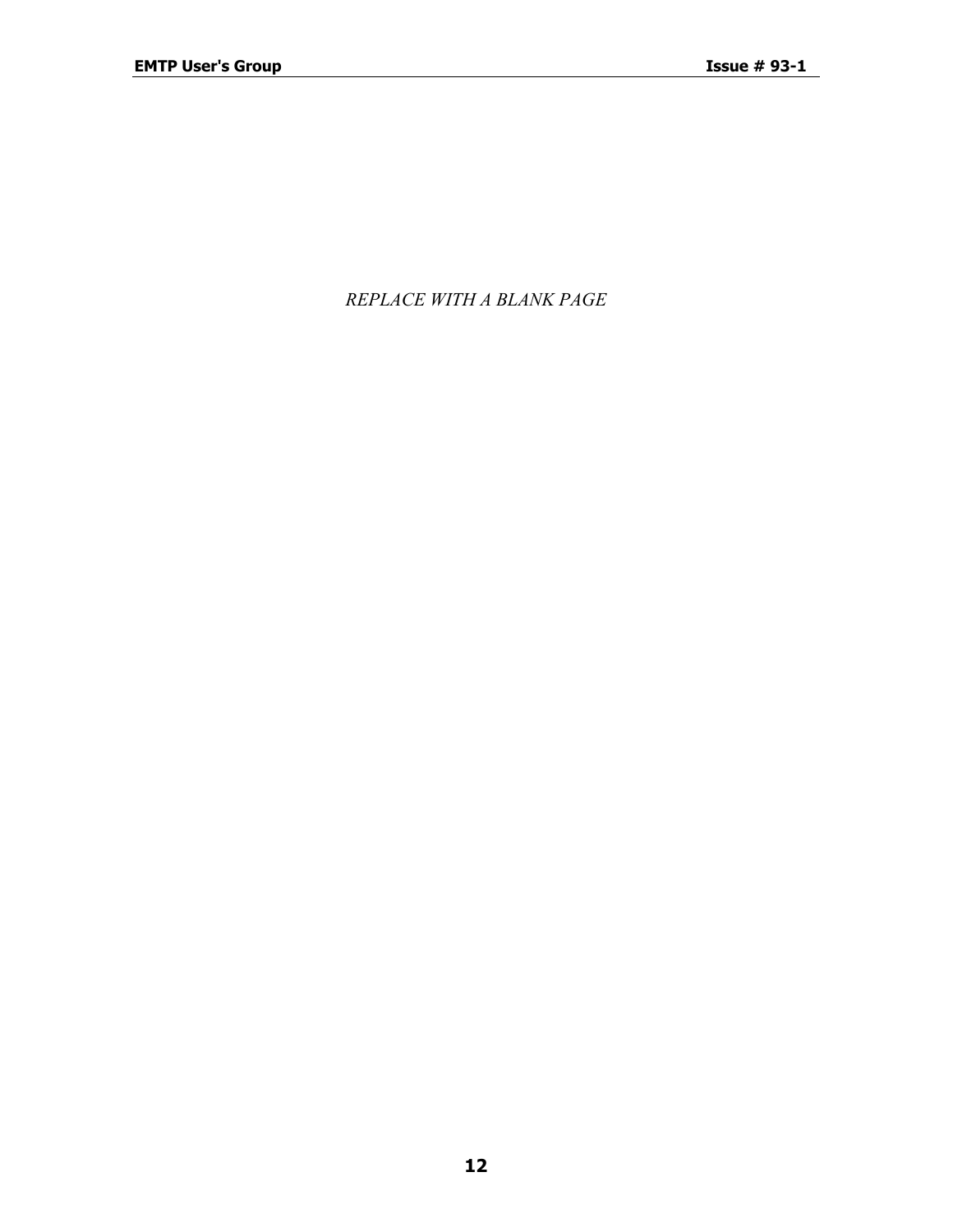*REPLACE WITH A BLANK PAGE*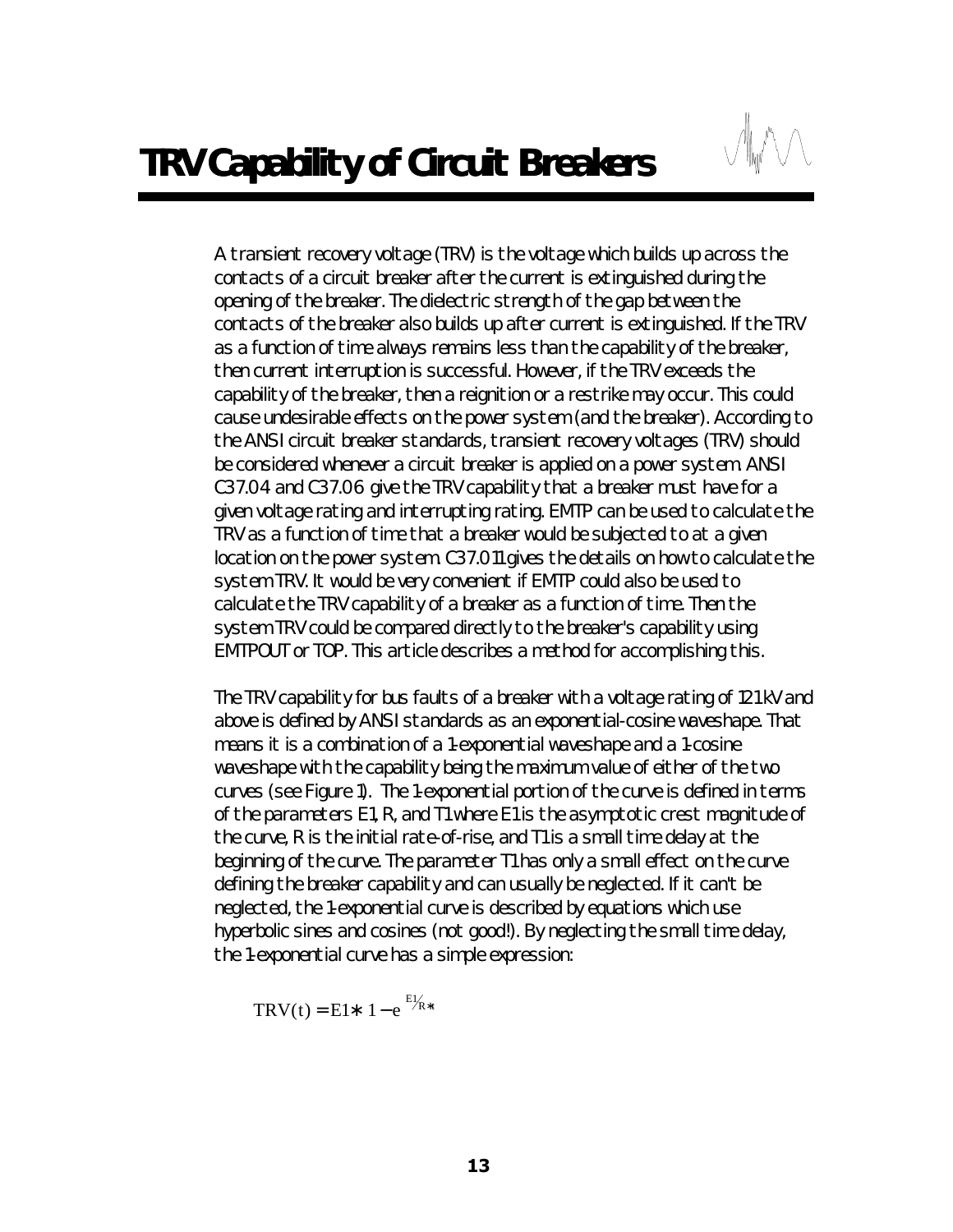# TRV Capability of Circuit Breakers

A transient recovery voltage (TRV) is the voltage which builds up across the contacts of a circuit breaker after the current is extinguished during the opening of the breaker. The dielectric strength of the gap between the contacts of the breaker also builds up after current is extinguished. If the TRV as a function of time always remains less than the capability of the breaker, then current interruption is successful. However, if the TRV exceeds the capability of the breaker, then a reignition or a restrike may occur. This could cause undesirable effects on the power system (and the breaker). According to the ANSI circuit breaker standards, transient recovery voltages (TRV) should be considered whenever a circuit breaker is applied on a power system. ANSI C37.04 and C37.06 give the TRV capability that a breaker must have for a given voltage rating and interrupting rating. EMTP can be used to calculate the TRV as a function of time that a breaker would be subjected to at a given location on the power system. C37.011 gives the details on how to calculate the system TRV. It would be very convenient if EMTP could also be used to calculate the TRV capability of a breaker as a function of time. Then the system TRV could be compared directly to the breaker's capability using EMTPOUT or TOP. This article describes a method for accomplishing this.

The TRV capability for bus faults of a breaker with a voltage rating of 121 kV and above is defined by ANSI standards as an exponential-cosine waveshape. That means it is a combination of a 1-exponential waveshape and a 1-cosine waveshape with the capability being the maximum value of either of the two curves (see Figure 1). The 1-exponential portion of the curve is defined in terms of the parameters E1, R, and T1 where E1 is the asymptotic crest magnitude of the curve, R is the initial rate-of-rise, and T1 is a small time delay at the beginning of the curve. The parameter T1 has only a small effect on the curve defining the breaker capability and can usually be neglected. If it can't be neglected, the 1-exponential curve is described by equations which use hyperbolic sines and cosines (not good!). By neglecting the small time delay, the 1-exponential curve has a simple expression:

$$\mathrm{TRV}(t) = E1 * \left(1 - e^{-\frac{t}{E1/R}}\right)$$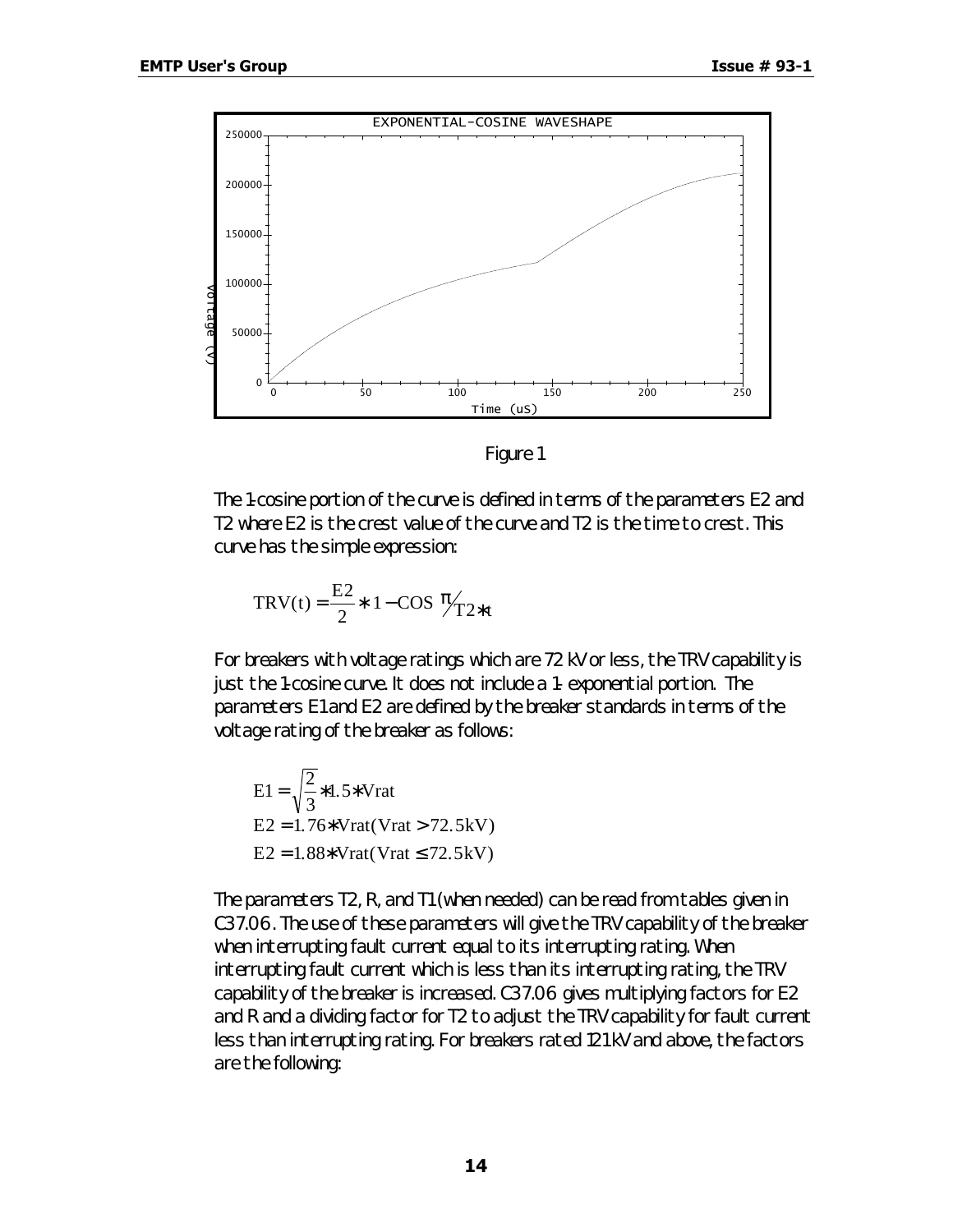Figure 1

The 1-cosine portion of the curve is defined in terms of the parameters E2 and T2 where E2 is the crest value of the curve and T2 is the time to crest. This curve has the simple expression:

$$\mathrm{TRV(t)} = \frac{\mathrm{E2}}{2} * 1 - \mathrm{COS}\ \pi/_{\mathrm{T2}*t}$$

For breakers with voltage ratings which are 72 kV or less, the TRV capability is just the 1-cosine curve. It does not include a 1- exponential portion. The parameters E1 and E2 are defined by the breaker standards in terms of the voltage rating of the breaker as follows:

$$\mathrm{E1} = \sqrt{\frac{2}{3}} * 1.5 * \mathrm{Vrat}$$
$$\mathrm{E2} = 1.76 * \mathrm{Vrat}(\mathrm{Vrat} > 72.5\mathrm{kV})$$
$$\mathrm{E2} = 1.88 * \mathrm{Vrat}(\mathrm{Vrat} \le 72.5\mathrm{kV})$$

The parameters T2, R, and T1 (when needed) can be read from tables given in C37.06. The use of these parameters will give the TRV capability of the breaker when interrupting fault current equal to its interrupting rating. When interrupting fault current which is less than its interrupting rating, the TRV capability of the breaker is increased. C37.06 gives multiplying factors for E2 and R and a dividing factor for T2 to adjust the TRV capability for fault current less than interrupting rating. For breakers rated 121 kV and above, the factors are the following: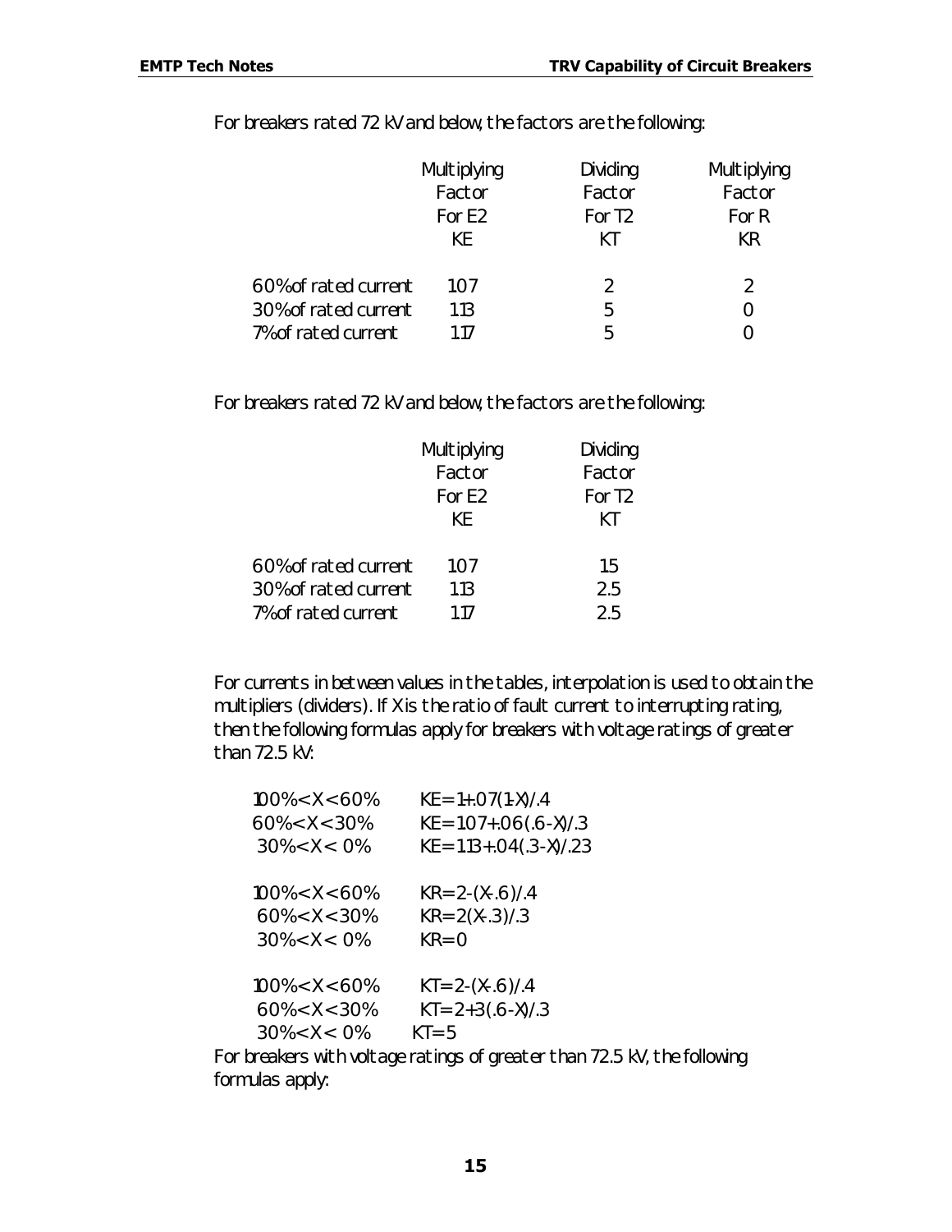For breakers rated 72 kV and below, the factors are the following:

| | Multiplying Factor For E2 KE | Dividing Factor For T2 KT | Multiplying Factor For R KR |
|---|---|---|---|
| 60% of rated current | 1.07 | 2 | 2 |
| 30% of rated current | 1.13 | 5 | 0 |
| 7% of rated current | 1.17 | 5 | 0 |

For breakers rated 72 kV and below, the factors are the following:

| | Multiplying Factor For E2 KE | Dividing Factor For T2 KT |
|---|---|---|
| 60% of rated current | 1.07 | 1.5 |
| 30% of rated current | 1.13 | 2.5 |
| 7% of rated current | 1.17 | 2.5 |

For currents in between values in the tables, interpolation is used to obtain the multipliers (dividers). If X is the ratio of fault current to interrupting rating, then the following formulas apply for breakers with voltage ratings of greater than 72.5 kV:

| | |
|---|---|
| 100% < X < 60% | KE = 1+.07(1-X)/.4 |
| 60% < X < 30% | KE = 1.07+.06(.6-X)/.3 |
| 30% < X < 0% | KE = 1.13+.04(.3-X)/.23 |
| | |
| 100% < X < 60% | KR = 2-(X-.6)/.4 |
| 60% < X < 30% | KR = 2(X-.3)/.3 |
| 30% < X < 0% | KR = 0 |
| | |
| 100% < X < 60% | KT = 2-(X-.6)/.4 |
| 60% < X < 30% | KT = 2+3(.6-X)/.3 |
| 30% < X < 0% | KT = 5 |

For breakers with voltage ratings of greater than 72.5 kV, the following formulas apply: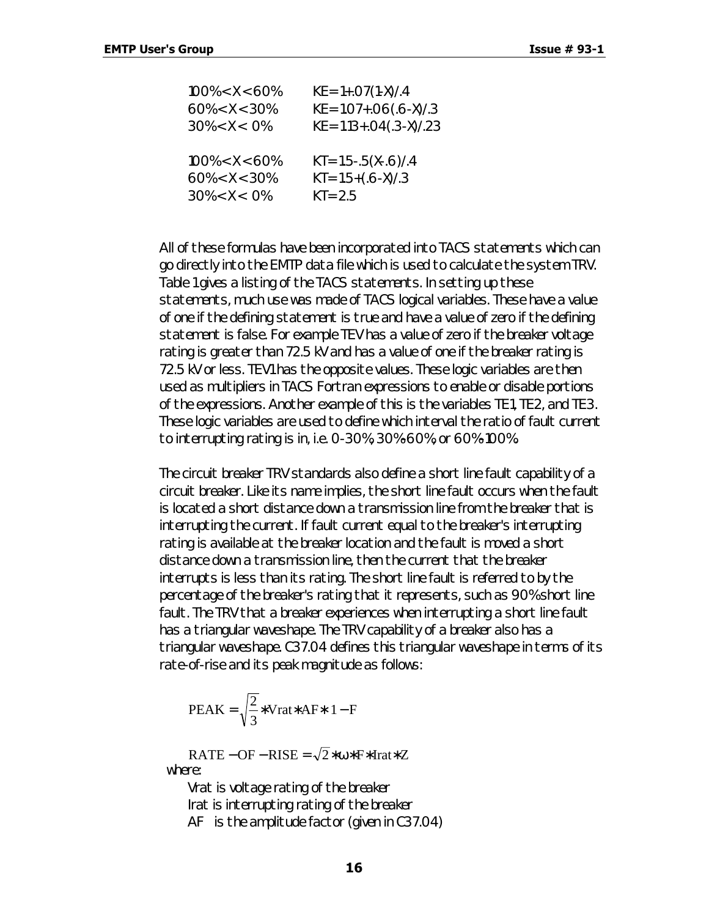| | |
|---|---|
| 100%<X<60% | KE=1+.07(1-X)/.4 |
| 60%<X<30% | KE=1.07+.06(.6-X)/.3 |
| 30%<X< 0% | KE=1.13+.04(.3-X)/.23 |
| | |
| 100%<X<60% | KT=1.5-.5(X-.6)/.4 |
| 60%<X<30% | KT=1.5+(.6-X)/.3 |
| 30%<X< 0% | KT=2.5 |

All of these formulas have been incorporated into TACS statements which can go directly into the EMTP data file which is used to calculate the system TRV. Table 1 gives a listing of the TACS statements. In setting up these statements, much use was made of TACS logical variables. These have a value of one if the defining statement is true and have a value of zero if the defining statement is false. For example TEV has a value of zero if the breaker voltage rating is greater than 72.5 kV and has a value of one if the breaker rating is 72.5 kV or less. TEV1 has the opposite values. These logic variables are then used as multipliers in TACS Fortran expressions to enable or disable portions of the expressions. Another example of this is the variables TE1, TE2, and TE3. These logic variables are used to define which interval the ratio of fault current to interrupting rating is in, i.e. 0-30%, 30%-60%, or 60%-100%.

The circuit breaker TRV standards also define a short line fault capability of a circuit breaker. Like its name implies, the short line fault occurs when the fault is located a short distance down a transmission line from the breaker that is interrupting the current. If fault current equal to the breaker's interrupting rating is available at the breaker location and the fault is moved a short distance down a transmission line, then the current that the breaker interrupts is less than its rating. The short line fault is referred to by the percentage of the breaker's rating that it represents, such as 90% short line fault. The TRV that a breaker experiences when interrupting a short line fault has a triangular waveshape. The TRV capability of a breaker also has a triangular waveshape. C37.04 defines this triangular waveshape in terms of its rate-of-rise and its peak magnitude as follows:

$$\mathrm{PEAK} = \sqrt{\frac{2}{3}} * \mathrm{Vrat} * \mathrm{AF} * 1 - \mathrm{F}$$

$$\mathrm{RATE-OF-RISE} = \sqrt{2} * \omega * \mathrm{F} * \mathrm{Irat} * \mathrm{Z}$$

where:

Vrat is voltage rating of the breaker
Irat is interrupting rating of the breaker
AF is the amplitude factor (given in C37.04)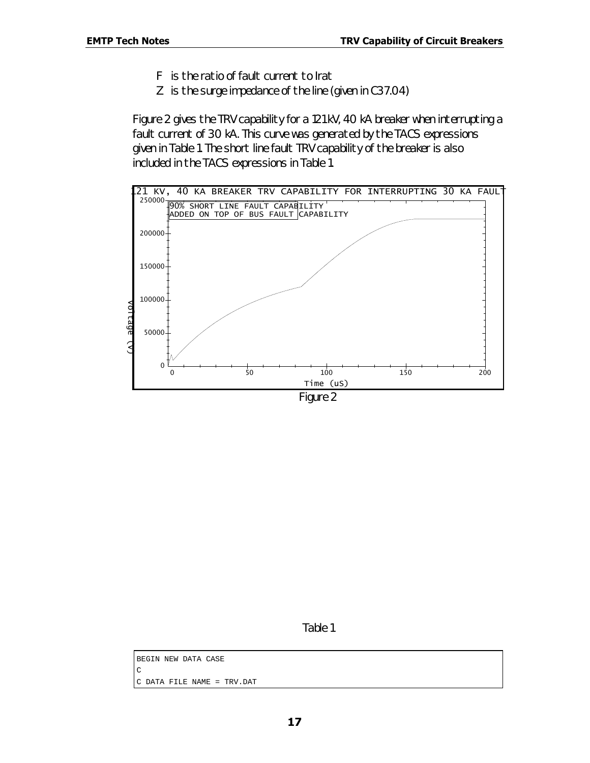F is the ratio of fault current to Irat

Z is the surge impedance of the line (given in C37.04)

Figure 2 gives the TRV capability for a 121 kV, 40 kA breaker when interrupting a fault current of 30 kA. This curve was generated by the TACS expressions given in Table 1. The short line fault TRV capability of the breaker is also included in the TACS expressions in Table 1.

Figure 2

Table 1

```
BEGIN NEW DATA CASE
C
C DATA FILE NAME = TRV.DAT
```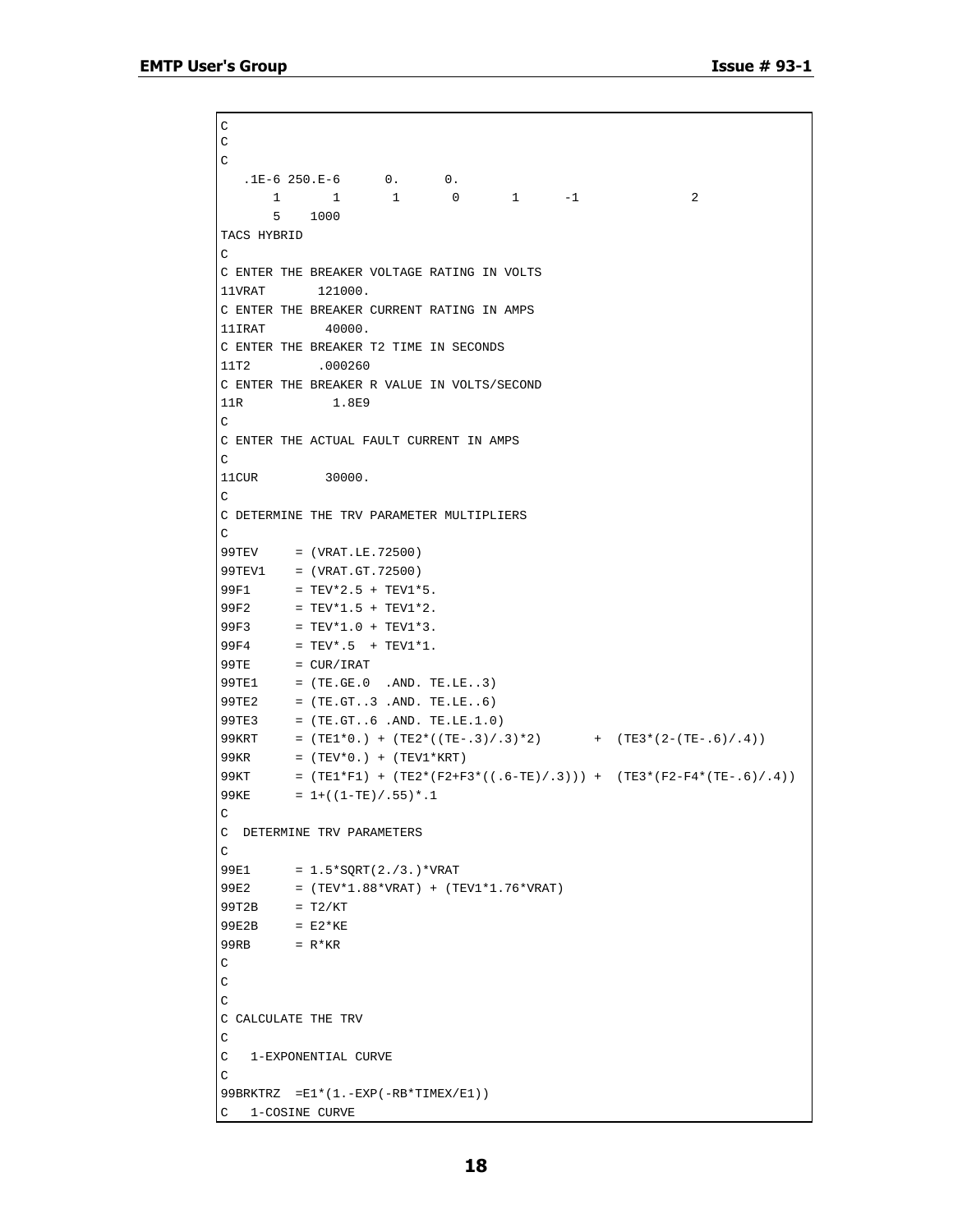```
C
C
C
   .1E-6 250.E-6      0.      0.
       1       1       1       0       1      -1               2
       5    1000
TACS HYBRID
C
C ENTER THE BREAKER VOLTAGE RATING IN VOLTS
11VRAT       121000.
C ENTER THE BREAKER CURRENT RATING IN AMPS
11IRAT        40000.
C ENTER THE BREAKER T2 TIME IN SECONDS
11T2         .000260
C ENTER THE BREAKER R VALUE IN VOLTS/SECOND
11R            1.8E9
C
C ENTER THE ACTUAL FAULT CURRENT IN AMPS
C
11CUR         30000.
C
C DETERMINE THE TRV PARAMETER MULTIPLIERS
C
99TEV     = (VRAT.LE.72500)
99TEV1    = (VRAT.GT.72500)
99F1      = TEV*2.5 + TEV1*5.
99F2      = TEV*1.5 + TEV1*2.
99F3      = TEV*1.0 + TEV1*3.
99F4      = TEV*.5  + TEV1*1.
99TE      = CUR/IRAT
99TE1     = (TE.GE.0  .AND. TE.LE..3)
99TE2     = (TE.GT..3 .AND. TE.LE..6)
99TE3     = (TE.GT..6 .AND. TE.LE.1.0)
99KRT     = (TE1*0.) + (TE2*((TE-.3)/.3)*2)       +  (TE3*(2-(TE-.6)/.4))
99KR      = (TEV*0.) + (TEV1*KRT)
99KT      = (TE1*F1) + (TE2*(F2+F3*((.6-TE)/.3))) +  (TE3*(F2-F4*(TE-.6)/.4))
99KE      = 1+((1-TE)/.55)*.1
C
C  DETERMINE TRV PARAMETERS
C
99E1      = 1.5*SQRT(2./3.)*VRAT
99E2      = (TEV*1.88*VRAT) + (TEV1*1.76*VRAT)
99T2B     = T2/KT
99E2B     = E2*KE
99RB      = R*KR
C
C
C
C CALCULATE THE TRV
C
C   1-EXPONENTIAL CURVE
C
99BRKTRZ  =E1*(1.-EXP(-RB*TIMEX/E1))
C   1-COSINE CURVE
```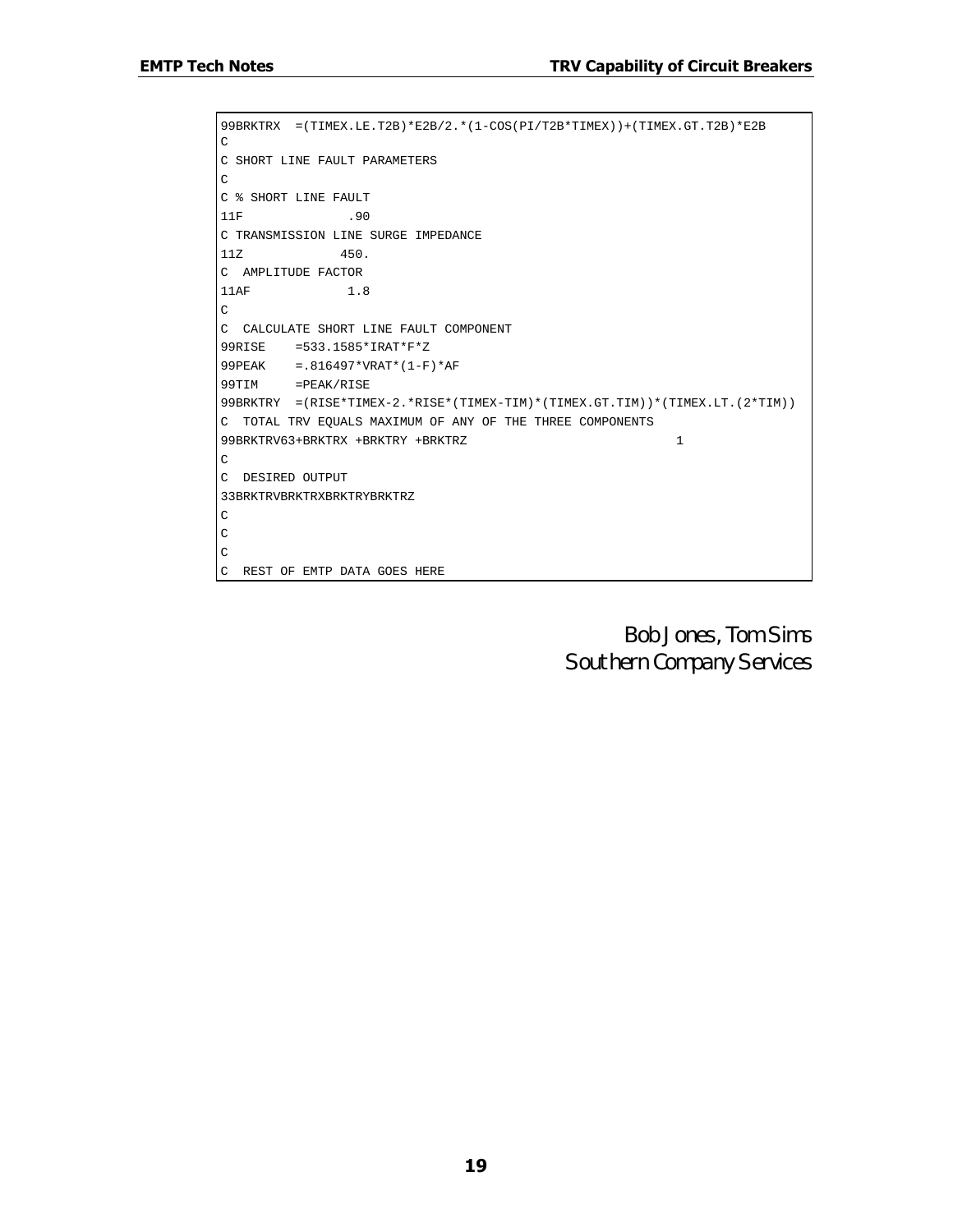```
99BRKTRX  =(TIMEX.LE.T2B)*E2B/2.*(1-COS(PI/T2B*TIMEX))+(TIMEX.GT.T2B)*E2B
C
C SHORT LINE FAULT PARAMETERS
C
C % SHORT LINE FAULT
11F              .90
C TRANSMISSION LINE SURGE IMPEDANCE
11Z             450.
C  AMPLITUDE FACTOR
11AF             1.8
C
C  CALCULATE SHORT LINE FAULT COMPONENT
99RISE    =533.1585*IRAT*F*Z
99PEAK    =.816497*VRAT*(1-F)*AF
99TIM     =PEAK/RISE
99BRKTRY  =(RISE*TIMEX-2.*RISE*(TIMEX-TIM)*(TIMEX.GT.TIM))*(TIMEX.LT.(2*TIM))
C  TOTAL TRV EQUALS MAXIMUM OF ANY OF THE THREE COMPONENTS
99BRKTRV63+BRKTRX +BRKTRY +BRKTRZ                           1
C
C  DESIRED OUTPUT
33BRKTRVBRKTRXBRKTRYBRKTRZ
C
C
C
C  REST OF EMTP DATA GOES HERE
```

*Bob Jones, Tom Sims*
*Southern Company Services*